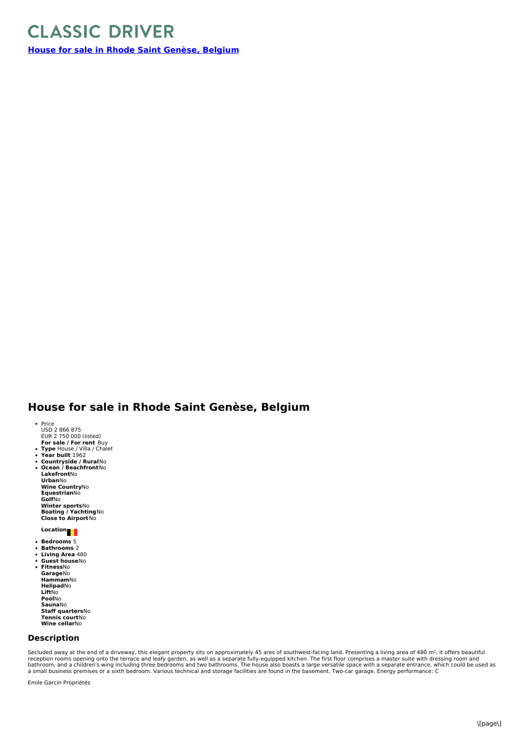# CLASSIC DRIVER

**House for sale in Rhode Saint Genèse, Belgium**

## House for sale in Rhode Saint Genèse, Belgium

- Price
  USD 2 866 875
  EUR 2 750 000 (listed)
  **For sale / For rent** Buy
- **Type** House / Villa / Chalet
- **Year built** 1962
- **Countryside / Rural** No
- **Ocean / Beachfront** No
  **Lakefront** No
  **Urban** No
  **Wine Country** No
  **Equestrian** No
  **Golf** No
  **Winter sports** No
  **Boating / Yachting** No
  **Close to Airport** No

**Location**

- **Bedrooms** 5
- **Bathrooms** 2
- **Living Area** 480
- **Guest house** No
- **Fitness** No
  **Garage** No
  **Hammam** No
  **Helipad** No
  **Lift** No
  **Pool** No
  **Sauna** No
  **Staff quarters** No
  **Tennis court** No
  **Wine cellar** No

### Description

Secluded away at the end of a driveway, this elegant property sits on approximately 45 ares of southwest-facing land. Presenting a living area of 480 m², it offers beautiful reception rooms opening onto the terrace and leafy garden, as well as a separate fully-equipped kitchen. The first floor comprises a master suite with dressing room and bathroom, and a children's wing including three bedrooms and two bathrooms. The house also boasts a large versatile space with a separate entrance, which could be used as a small business premises or a sixth bedroom. Various technical and storage facilities are found in the basement. Two-car garage. Energy performance: C

Emile Garcin Propriétés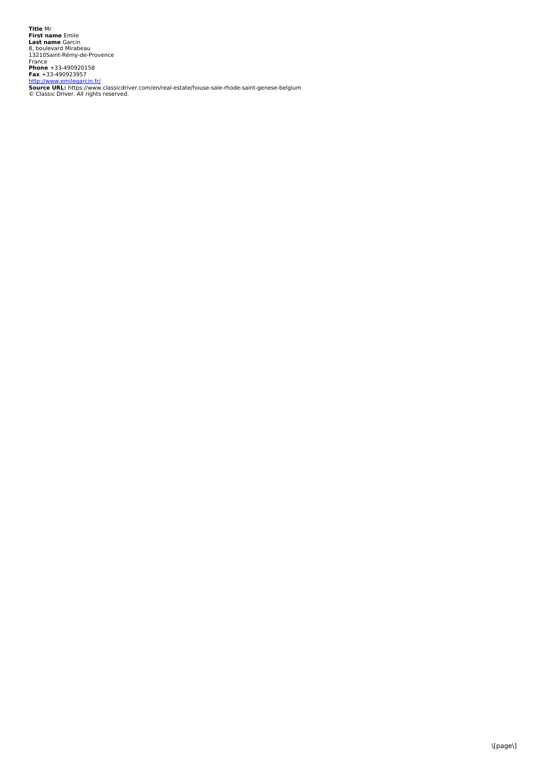**Title** Mr
**First name** Emile
**Last name** Garcin
8, boulevard Mirabeau
13210Saint-Rémy-de-Provence
France
**Phone** +33-490920158
**Fax** +33-490923957
http://www.emilegarcin.fr/
**Source URL:** https://www.classicdriver.com/en/real-estate/house-sale-rhode-saint-genese-belgium
© Classic Driver. All rights reserved.